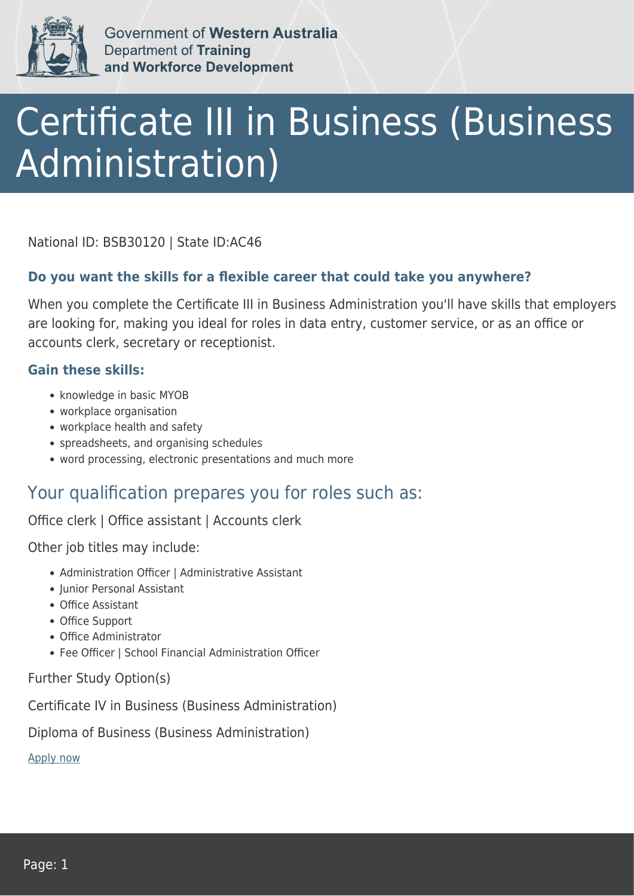Government of **Western Australia**
Department of **Training and Workforce Development**

# Certificate III in Business (Business Administration)

National ID: BSB30120 | State ID:AC46

### Do you want the skills for a flexible career that could take you anywhere?

When you complete the Certificate III in Business Administration you'll have skills that employers are looking for, making you ideal for roles in data entry, customer service, or as an office or accounts clerk, secretary or receptionist.

### Gain these skills:

- knowledge in basic MYOB
- workplace organisation
- workplace health and safety
- spreadsheets, and organising schedules
- word processing, electronic presentations and much more

## Your qualification prepares you for roles such as:

Office clerk | Office assistant | Accounts clerk

Other job titles may include:

- Administration Officer | Administrative Assistant
- Junior Personal Assistant
- Office Assistant
- Office Support
- Office Administrator
- Fee Officer | School Financial Administration Officer

Further Study Option(s)

Certificate IV in Business (Business Administration)

Diploma of Business (Business Administration)

Apply now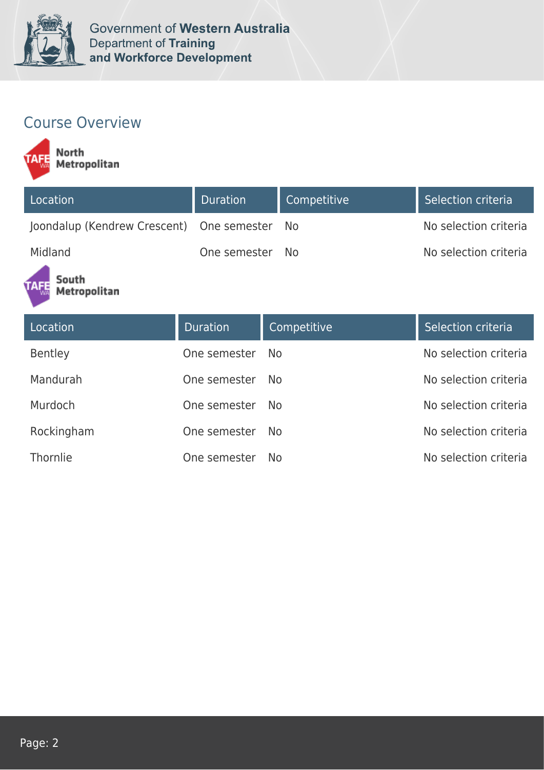## Course Overview

**North Metropolitan**

| Location | Duration | Competitive | Selection criteria |
|---|---|---|---|
| Joondalup (Kendrew Crescent) | One semester | No | No selection criteria |
| Midland | One semester | No | No selection criteria |

**South Metropolitan**

| Location | Duration | Competitive | Selection criteria |
|---|---|---|---|
| Bentley | One semester | No | No selection criteria |
| Mandurah | One semester | No | No selection criteria |
| Murdoch | One semester | No | No selection criteria |
| Rockingham | One semester | No | No selection criteria |
| Thornlie | One semester | No | No selection criteria |